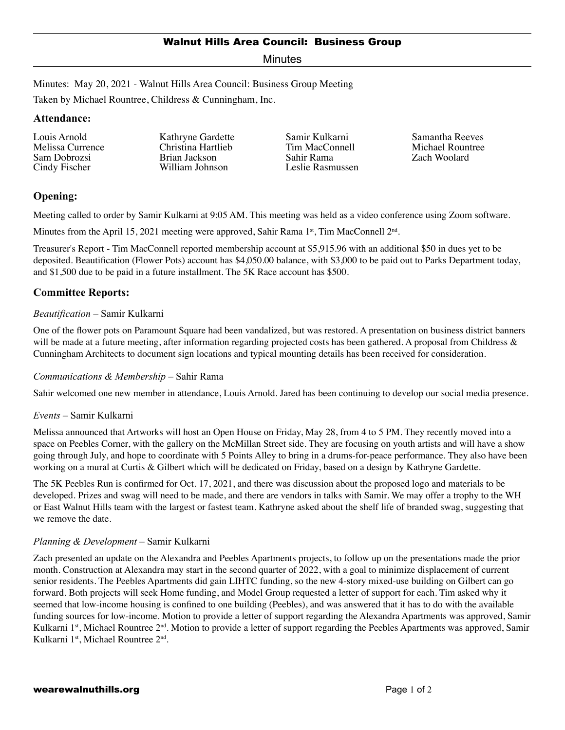# Walnut Hills Area Council: Business Group

Minutes

Minutes: May 20, 2021 - Walnut Hills Area Council: Business Group Meeting

Taken by Michael Rountree, Childress & Cunningham, Inc.

## Attendance:

Louis Arnold
Melissa Currence
Sam Dobrozsi
Cindy Fischer
Kathryne Gardette
Christina Hartlieb
Brian Jackson
William Johnson
Samir Kulkarni
Tim MacConnell
Sahir Rama
Leslie Rasmussen
Samantha Reeves
Michael Rountree
Zach Woolard

## Opening:

Meeting called to order by Samir Kulkarni at 9:05 AM. This meeting was held as a video conference using Zoom software.

Minutes from the April 15, 2021 meeting were approved, Sahir Rama 1st, Tim MacConnell 2nd.

Treasurer's Report - Tim MacConnell reported membership account at $5,915.96 with an additional $50 in dues yet to be deposited. Beautification (Flower Pots) account has $4,050.00 balance, with $3,000 to be paid out to Parks Department today, and $1,500 due to be paid in a future installment. The 5K Race account has $500.

## Committee Reports:

*Beautification* – Samir Kulkarni

One of the flower pots on Paramount Square had been vandalized, but was restored. A presentation on business district banners will be made at a future meeting, after information regarding projected costs has been gathered. A proposal from Childress & Cunningham Architects to document sign locations and typical mounting details has been received for consideration.

*Communications & Membership* – Sahir Rama

Sahir welcomed one new member in attendance, Louis Arnold. Jared has been continuing to develop our social media presence.

*Events* – Samir Kulkarni

Melissa announced that Artworks will host an Open House on Friday, May 28, from 4 to 5 PM. They recently moved into a space on Peebles Corner, with the gallery on the McMillan Street side. They are focusing on youth artists and will have a show going through July, and hope to coordinate with 5 Points Alley to bring in a drums-for-peace performance. They also have been working on a mural at Curtis & Gilbert which will be dedicated on Friday, based on a design by Kathryne Gardette.

The 5K Peebles Run is confirmed for Oct. 17, 2021, and there was discussion about the proposed logo and materials to be developed. Prizes and swag will need to be made, and there are vendors in talks with Samir. We may offer a trophy to the WH or East Walnut Hills team with the largest or fastest team. Kathryne asked about the shelf life of branded swag, suggesting that we remove the date.

*Planning & Development* – Samir Kulkarni

Zach presented an update on the Alexandra and Peebles Apartments projects, to follow up on the presentations made the prior month. Construction at Alexandra may start in the second quarter of 2022, with a goal to minimize displacement of current senior residents. The Peebles Apartments did gain LIHTC funding, so the new 4-story mixed-use building on Gilbert can go forward. Both projects will seek Home funding, and Model Group requested a letter of support for each. Tim asked why it seemed that low-income housing is confined to one building (Peebles), and was answered that it has to do with the available funding sources for low-income. Motion to provide a letter of support regarding the Alexandra Apartments was approved, Samir Kulkarni 1st, Michael Rountree 2nd. Motion to provide a letter of support regarding the Peebles Apartments was approved, Samir Kulkarni 1st, Michael Rountree 2nd.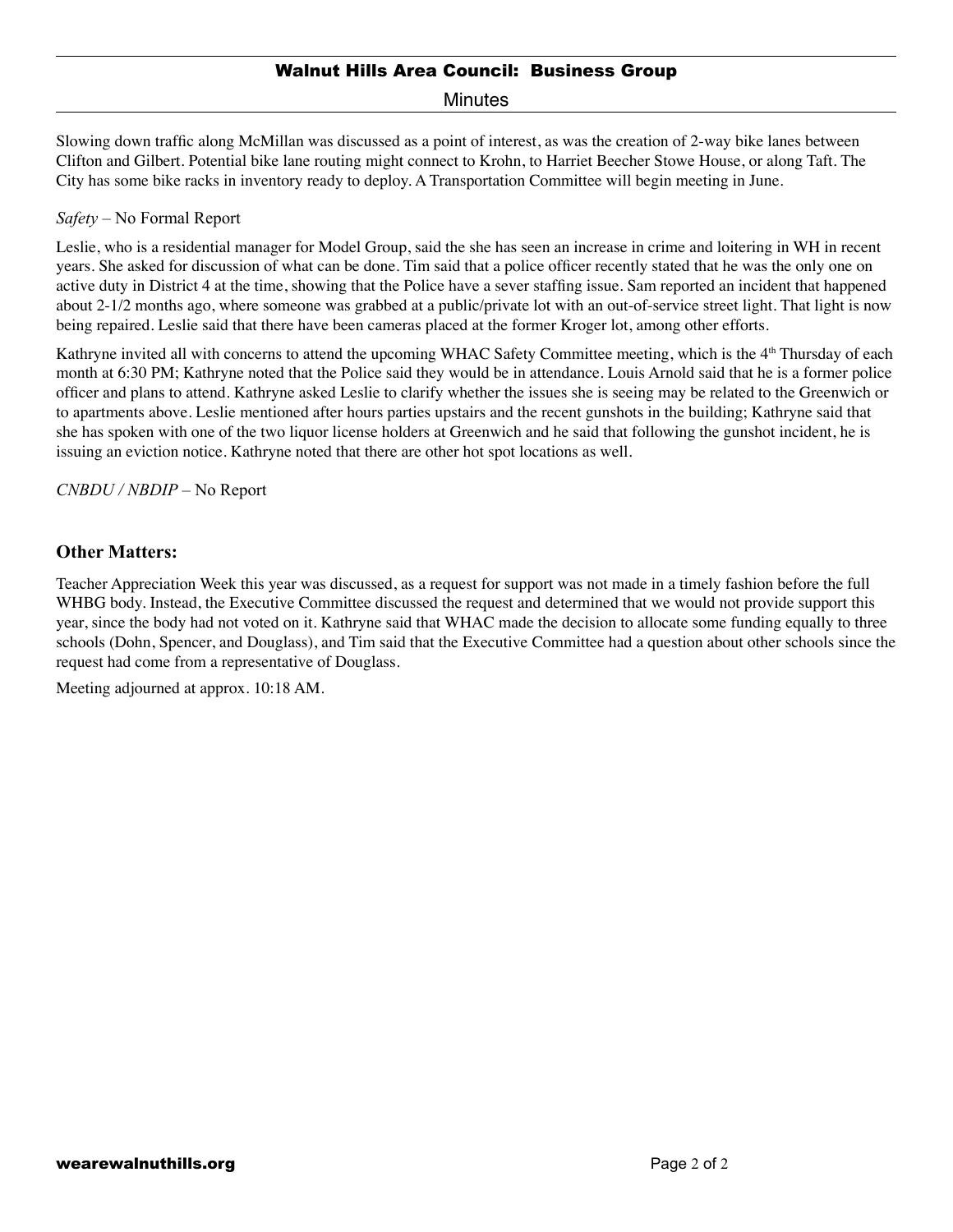Slowing down traffic along McMillan was discussed as a point of interest, as was the creation of 2-way bike lanes between Clifton and Gilbert. Potential bike lane routing might connect to Krohn, to Harriet Beecher Stowe House, or along Taft. The City has some bike racks in inventory ready to deploy. A Transportation Committee will begin meeting in June.

*Safety* – No Formal Report

Leslie, who is a residential manager for Model Group, said the she has seen an increase in crime and loitering in WH in recent years. She asked for discussion of what can be done. Tim said that a police officer recently stated that he was the only one on active duty in District 4 at the time, showing that the Police have a sever staffing issue. Sam reported an incident that happened about 2-1/2 months ago, where someone was grabbed at a public/private lot with an out-of-service street light. That light is now being repaired. Leslie said that there have been cameras placed at the former Kroger lot, among other efforts.

Kathryne invited all with concerns to attend the upcoming WHAC Safety Committee meeting, which is the 4th Thursday of each month at 6:30 PM; Kathryne noted that the Police said they would be in attendance. Louis Arnold said that he is a former police officer and plans to attend. Kathryne asked Leslie to clarify whether the issues she is seeing may be related to the Greenwich or to apartments above. Leslie mentioned after hours parties upstairs and the recent gunshots in the building; Kathryne said that she has spoken with one of the two liquor license holders at Greenwich and he said that following the gunshot incident, he is issuing an eviction notice. Kathryne noted that there are other hot spot locations as well.

*CNBDU / NBDIP* – No Report

## Other Matters:

Teacher Appreciation Week this year was discussed, as a request for support was not made in a timely fashion before the full WHBG body. Instead, the Executive Committee discussed the request and determined that we would not provide support this year, since the body had not voted on it. Kathryne said that WHAC made the decision to allocate some funding equally to three schools (Dohn, Spencer, and Douglass), and Tim said that the Executive Committee had a question about other schools since the request had come from a representative of Douglass.

Meeting adjourned at approx. 10:18 AM.